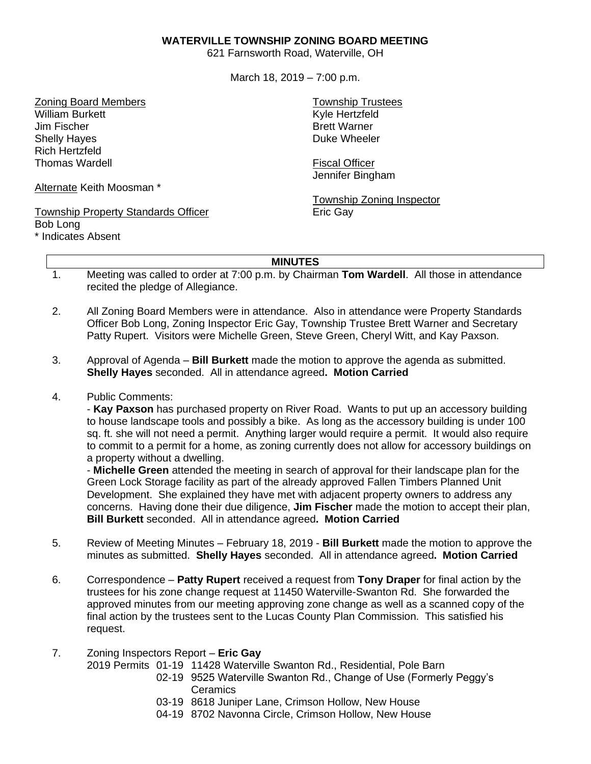**WATERVILLE TOWNSHIP ZONING BOARD MEETING**

621 Farnsworth Road, Waterville, OH

March 18, 2019 – 7:00 p.m.

Zoning Board Members
William Burkett
Jim Fischer
Shelly Hayes
Rich Hertzfeld
Thomas Wardell

Alternate Keith Moosman *

Township Property Standards Officer
Bob Long
* Indicates Absent

Township Trustees
Kyle Hertzfeld
Brett Warner
Duke Wheeler

Fiscal Officer
Jennifer Bingham

Township Zoning Inspector
Eric Gay

**MINUTES**

1. Meeting was called to order at 7:00 p.m. by Chairman **Tom Wardell**. All those in attendance recited the pledge of Allegiance.

2. All Zoning Board Members were in attendance. Also in attendance were Property Standards Officer Bob Long, Zoning Inspector Eric Gay, Township Trustee Brett Warner and Secretary Patty Rupert. Visitors were Michelle Green, Steve Green, Cheryl Witt, and Kay Paxson.

3. Approval of Agenda – **Bill Burkett** made the motion to approve the agenda as submitted. **Shelly Hayes** seconded. All in attendance agreed**. Motion Carried**

4. Public Comments:
   - **Kay Paxson** has purchased property on River Road. Wants to put up an accessory building to house landscape tools and possibly a bike. As long as the accessory building is under 100 sq. ft. she will not need a permit. Anything larger would require a permit. It would also require to commit to a permit for a home, as zoning currently does not allow for accessory buildings on a property without a dwelling.
   - **Michelle Green** attended the meeting in search of approval for their landscape plan for the Green Lock Storage facility as part of the already approved Fallen Timbers Planned Unit Development. She explained they have met with adjacent property owners to address any concerns. Having done their due diligence, **Jim Fischer** made the motion to accept their plan, **Bill Burkett** seconded. All in attendance agreed**. Motion Carried**

5. Review of Meeting Minutes – February 18, 2019 - **Bill Burkett** made the motion to approve the minutes as submitted. **Shelly Hayes** seconded. All in attendance agreed**. Motion Carried**

6. Correspondence – **Patty Rupert** received a request from **Tony Draper** for final action by the trustees for his zone change request at 11450 Waterville-Swanton Rd. She forwarded the approved minutes from our meeting approving zone change as well as a scanned copy of the final action by the trustees sent to the Lucas County Plan Commission. This satisfied his request.

7. Zoning Inspectors Report – **Eric Gay**

   2019 Permits
   - 01-19 11428 Waterville Swanton Rd., Residential, Pole Barn
   - 02-19 9525 Waterville Swanton Rd., Change of Use (Formerly Peggy's Ceramics
   - 03-19 8618 Juniper Lane, Crimson Hollow, New House
   - 04-19 8702 Navonna Circle, Crimson Hollow, New House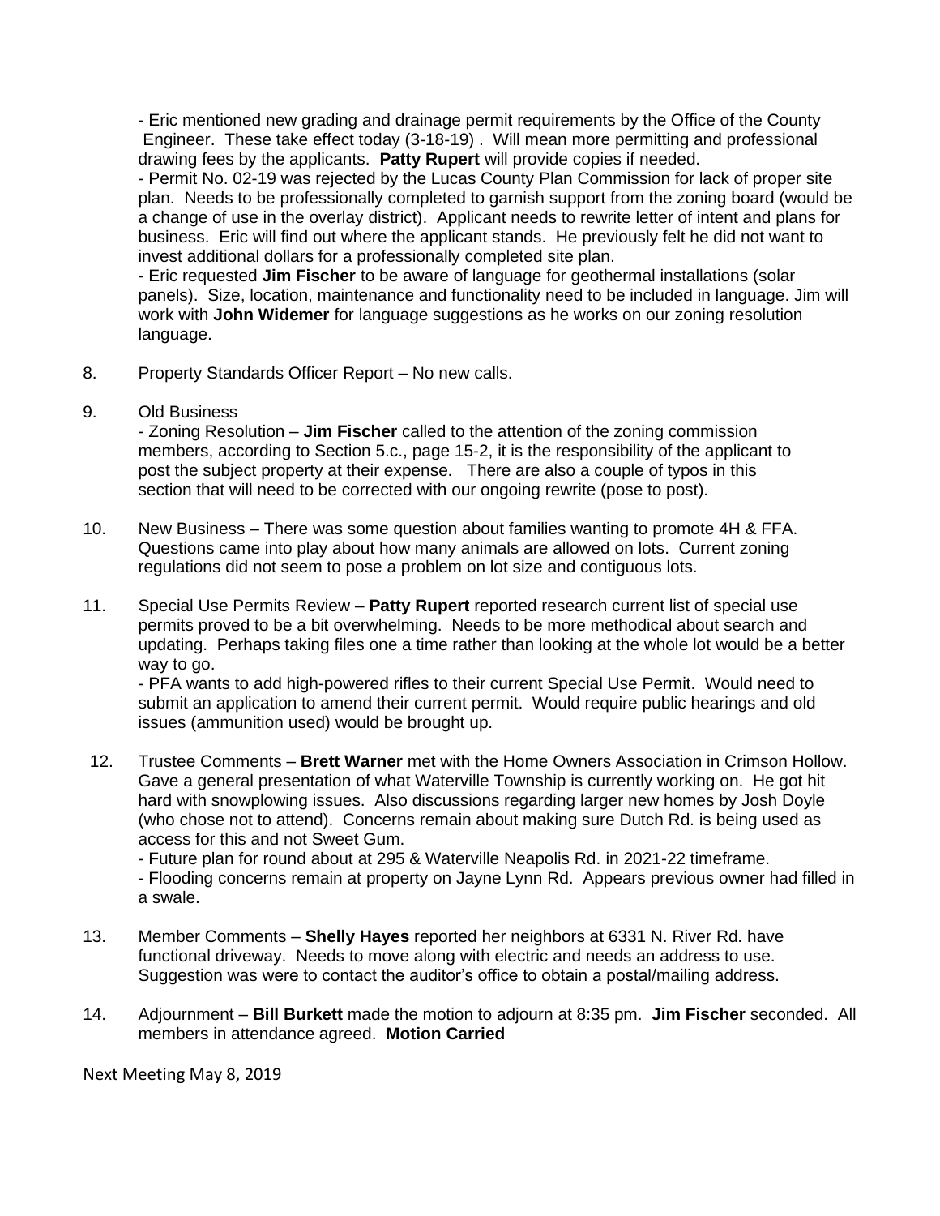- Eric mentioned new grading and drainage permit requirements by the Office of the County Engineer. These take effect today (3-18-19) . Will mean more permitting and professional drawing fees by the applicants. **Patty Rupert** will provide copies if needed.
- Permit No. 02-19 was rejected by the Lucas County Plan Commission for lack of proper site plan. Needs to be professionally completed to garnish support from the zoning board (would be a change of use in the overlay district). Applicant needs to rewrite letter of intent and plans for business. Eric will find out where the applicant stands. He previously felt he did not want to invest additional dollars for a professionally completed site plan.
- Eric requested **Jim Fischer** to be aware of language for geothermal installations (solar panels). Size, location, maintenance and functionality need to be included in language. Jim will work with **John Widemer** for language suggestions as he works on our zoning resolution language.

8. Property Standards Officer Report – No new calls.

9. Old Business
   - Zoning Resolution – **Jim Fischer** called to the attention of the zoning commission members, according to Section 5.c., page 15-2, it is the responsibility of the applicant to post the subject property at their expense. There are also a couple of typos in this section that will need to be corrected with our ongoing rewrite (pose to post).

10. New Business – There was some question about families wanting to promote 4H & FFA. Questions came into play about how many animals are allowed on lots. Current zoning regulations did not seem to pose a problem on lot size and contiguous lots.

11. Special Use Permits Review – **Patty Rupert** reported research current list of special use permits proved to be a bit overwhelming. Needs to be more methodical about search and updating. Perhaps taking files one a time rather than looking at the whole lot would be a better way to go.
    - PFA wants to add high-powered rifles to their current Special Use Permit. Would need to submit an application to amend their current permit. Would require public hearings and old issues (ammunition used) would be brought up.

12. Trustee Comments – **Brett Warner** met with the Home Owners Association in Crimson Hollow. Gave a general presentation of what Waterville Township is currently working on. He got hit hard with snowplowing issues. Also discussions regarding larger new homes by Josh Doyle (who chose not to attend). Concerns remain about making sure Dutch Rd. is being used as access for this and not Sweet Gum.
    - Future plan for round about at 295 & Waterville Neapolis Rd. in 2021-22 timeframe.
    - Flooding concerns remain at property on Jayne Lynn Rd. Appears previous owner had filled in a swale.

13. Member Comments – **Shelly Hayes** reported her neighbors at 6331 N. River Rd. have functional driveway. Needs to move along with electric and needs an address to use. Suggestion was were to contact the auditor's office to obtain a postal/mailing address.

14. Adjournment – **Bill Burkett** made the motion to adjourn at 8:35 pm. **Jim Fischer** seconded. All members in attendance agreed. **Motion Carried**

Next Meeting May 8, 2019